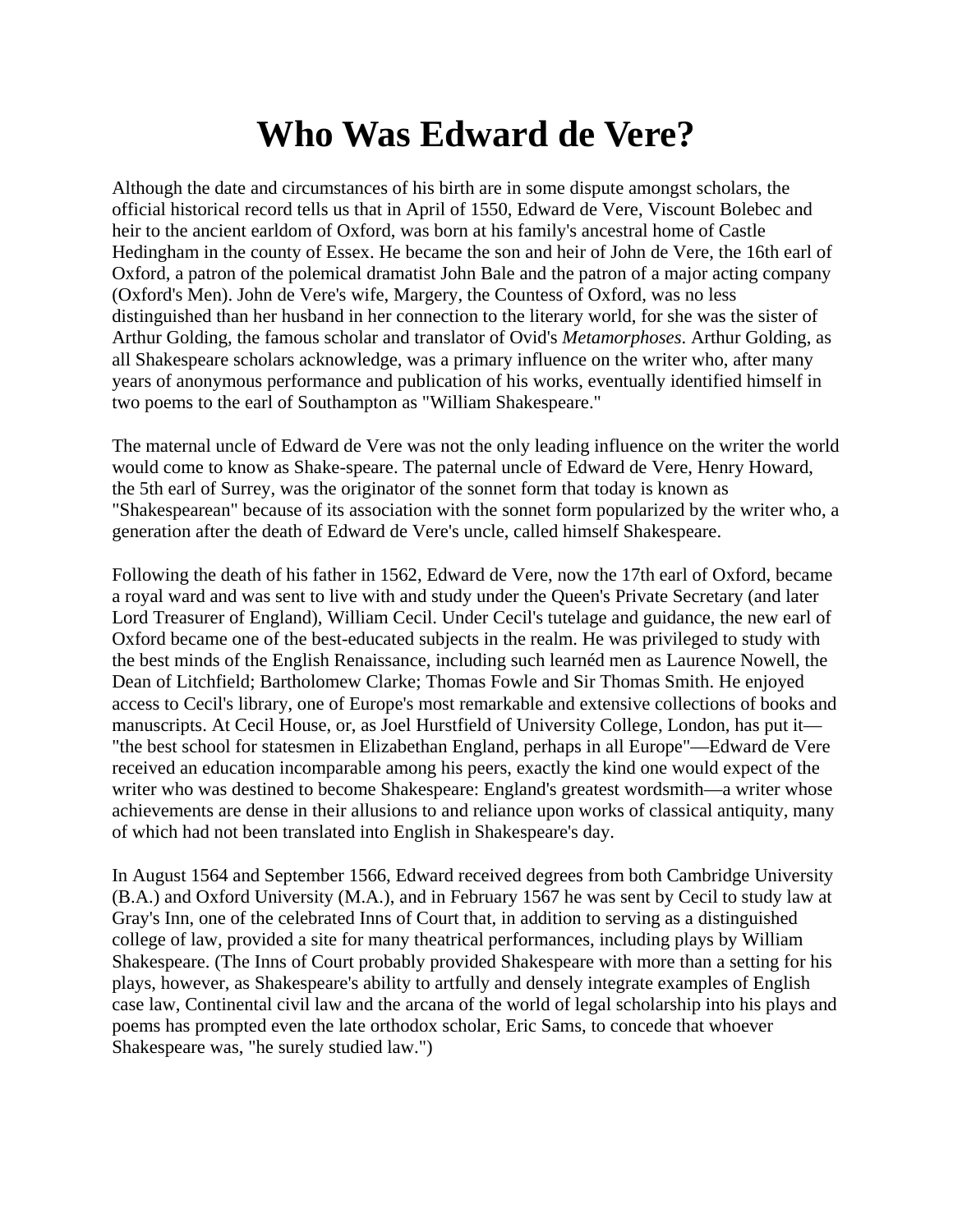# Who Was Edward de Vere?

Although the date and circumstances of his birth are in some dispute amongst scholars, the official historical record tells us that in April of 1550, Edward de Vere, Viscount Bolebec and heir to the ancient earldom of Oxford, was born at his family's ancestral home of Castle Hedingham in the county of Essex. He became the son and heir of John de Vere, the 16th earl of Oxford, a patron of the polemical dramatist John Bale and the patron of a major acting company (Oxford's Men). John de Vere's wife, Margery, the Countess of Oxford, was no less distinguished than her husband in her connection to the literary world, for she was the sister of Arthur Golding, the famous scholar and translator of Ovid's *Metamorphoses*. Arthur Golding, as all Shakespeare scholars acknowledge, was a primary influence on the writer who, after many years of anonymous performance and publication of his works, eventually identified himself in two poems to the earl of Southampton as "William Shakespeare."

The maternal uncle of Edward de Vere was not the only leading influence on the writer the world would come to know as Shake-speare. The paternal uncle of Edward de Vere, Henry Howard, the 5th earl of Surrey, was the originator of the sonnet form that today is known as "Shakespearean" because of its association with the sonnet form popularized by the writer who, a generation after the death of Edward de Vere's uncle, called himself Shakespeare.

Following the death of his father in 1562, Edward de Vere, now the 17th earl of Oxford, became a royal ward and was sent to live with and study under the Queen's Private Secretary (and later Lord Treasurer of England), William Cecil. Under Cecil's tutelage and guidance, the new earl of Oxford became one of the best-educated subjects in the realm. He was privileged to study with the best minds of the English Renaissance, including such learnéd men as Laurence Nowell, the Dean of Litchfield; Bartholomew Clarke; Thomas Fowle and Sir Thomas Smith. He enjoyed access to Cecil's library, one of Europe's most remarkable and extensive collections of books and manuscripts. At Cecil House, or, as Joel Hurstfield of University College, London, has put it—"the best school for statesmen in Elizabethan England, perhaps in all Europe"—Edward de Vere received an education incomparable among his peers, exactly the kind one would expect of the writer who was destined to become Shakespeare: England's greatest wordsmith—a writer whose achievements are dense in their allusions to and reliance upon works of classical antiquity, many of which had not been translated into English in Shakespeare's day.

In August 1564 and September 1566, Edward received degrees from both Cambridge University (B.A.) and Oxford University (M.A.), and in February 1567 he was sent by Cecil to study law at Gray's Inn, one of the celebrated Inns of Court that, in addition to serving as a distinguished college of law, provided a site for many theatrical performances, including plays by William Shakespeare. (The Inns of Court probably provided Shakespeare with more than a setting for his plays, however, as Shakespeare's ability to artfully and densely integrate examples of English case law, Continental civil law and the arcana of the world of legal scholarship into his plays and poems has prompted even the late orthodox scholar, Eric Sams, to concede that whoever Shakespeare was, "he surely studied law.")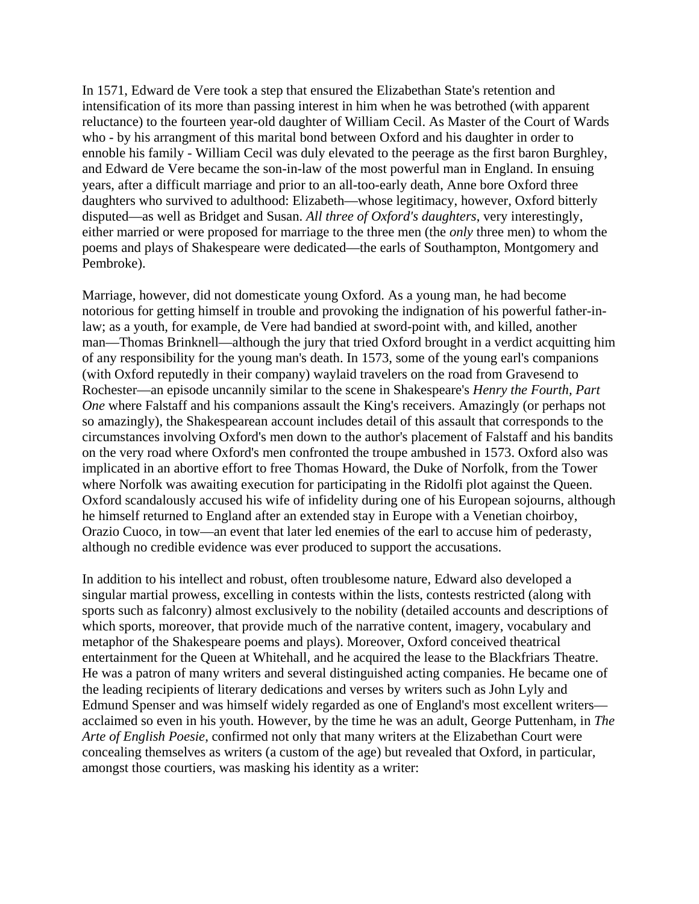In 1571, Edward de Vere took a step that ensured the Elizabethan State's retention and intensification of its more than passing interest in him when he was betrothed (with apparent reluctance) to the fourteen year-old daughter of William Cecil. As Master of the Court of Wards who - by his arrangment of this marital bond between Oxford and his daughter in order to ennoble his family - William Cecil was duly elevated to the peerage as the first baron Burghley, and Edward de Vere became the son-in-law of the most powerful man in England. In ensuing years, after a difficult marriage and prior to an all-too-early death, Anne bore Oxford three daughters who survived to adulthood: Elizabeth—whose legitimacy, however, Oxford bitterly disputed—as well as Bridget and Susan. *All three of Oxford's daughters*, very interestingly, either married or were proposed for marriage to the three men (the *only* three men) to whom the poems and plays of Shakespeare were dedicated—the earls of Southampton, Montgomery and Pembroke).

Marriage, however, did not domesticate young Oxford. As a young man, he had become notorious for getting himself in trouble and provoking the indignation of his powerful father-in-law; as a youth, for example, de Vere had bandied at sword-point with, and killed, another man—Thomas Brinknell—although the jury that tried Oxford brought in a verdict acquitting him of any responsibility for the young man's death. In 1573, some of the young earl's companions (with Oxford reputedly in their company) waylaid travelers on the road from Gravesend to Rochester—an episode uncannily similar to the scene in Shakespeare's *Henry the Fourth, Part One* where Falstaff and his companions assault the King's receivers. Amazingly (or perhaps not so amazingly), the Shakespearean account includes detail of this assault that corresponds to the circumstances involving Oxford's men down to the author's placement of Falstaff and his bandits on the very road where Oxford's men confronted the troupe ambushed in 1573. Oxford also was implicated in an abortive effort to free Thomas Howard, the Duke of Norfolk, from the Tower where Norfolk was awaiting execution for participating in the Ridolfi plot against the Queen. Oxford scandalously accused his wife of infidelity during one of his European sojourns, although he himself returned to England after an extended stay in Europe with a Venetian choirboy, Orazio Cuoco, in tow—an event that later led enemies of the earl to accuse him of pederasty, although no credible evidence was ever produced to support the accusations.

In addition to his intellect and robust, often troublesome nature, Edward also developed a singular martial prowess, excelling in contests within the lists, contests restricted (along with sports such as falconry) almost exclusively to the nobility (detailed accounts and descriptions of which sports, moreover, that provide much of the narrative content, imagery, vocabulary and metaphor of the Shakespeare poems and plays). Moreover, Oxford conceived theatrical entertainment for the Queen at Whitehall, and he acquired the lease to the Blackfriars Theatre. He was a patron of many writers and several distinguished acting companies. He became one of the leading recipients of literary dedications and verses by writers such as John Lyly and Edmund Spenser and was himself widely regarded as one of England's most excellent writers—acclaimed so even in his youth. However, by the time he was an adult, George Puttenham, in *The Arte of English Poesie*, confirmed not only that many writers at the Elizabethan Court were concealing themselves as writers (a custom of the age) but revealed that Oxford, in particular, amongst those courtiers, was masking his identity as a writer: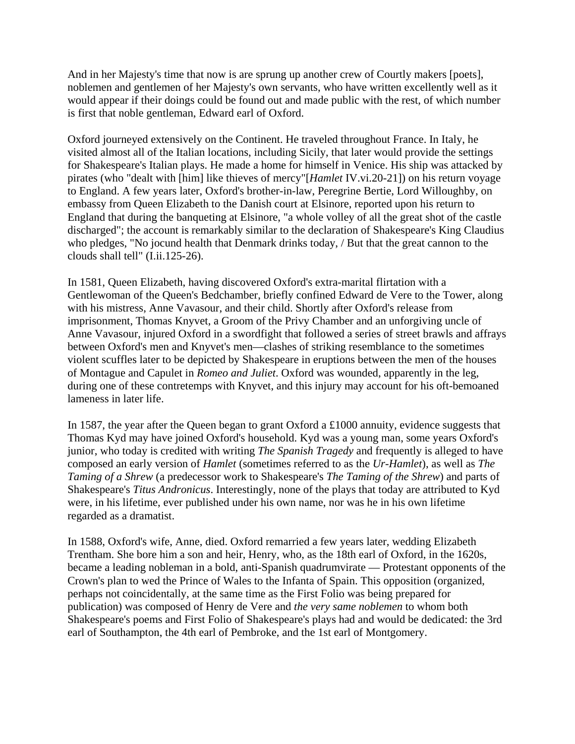And in her Majesty's time that now is are sprung up another crew of Courtly makers [poets], noblemen and gentlemen of her Majesty's own servants, who have written excellently well as it would appear if their doings could be found out and made public with the rest, of which number is first that noble gentleman, Edward earl of Oxford.

Oxford journeyed extensively on the Continent. He traveled throughout France. In Italy, he visited almost all of the Italian locations, including Sicily, that later would provide the settings for Shakespeare's Italian plays. He made a home for himself in Venice. His ship was attacked by pirates (who "dealt with [him] like thieves of mercy"[*Hamlet* IV.vi.20-21]) on his return voyage to England. A few years later, Oxford's brother-in-law, Peregrine Bertie, Lord Willoughby, on embassy from Queen Elizabeth to the Danish court at Elsinore, reported upon his return to England that during the banqueting at Elsinore, "a whole volley of all the great shot of the castle discharged"; the account is remarkably similar to the declaration of Shakespeare's King Claudius who pledges, "No jocund health that Denmark drinks today, / But that the great cannon to the clouds shall tell" (I.ii.125-26).

In 1581, Queen Elizabeth, having discovered Oxford's extra-marital flirtation with a Gentlewoman of the Queen's Bedchamber, briefly confined Edward de Vere to the Tower, along with his mistress, Anne Vavasour, and their child. Shortly after Oxford's release from imprisonment, Thomas Knyvet, a Groom of the Privy Chamber and an unforgiving uncle of Anne Vavasour, injured Oxford in a swordfight that followed a series of street brawls and affrays between Oxford's men and Knyvet's men—clashes of striking resemblance to the sometimes violent scuffles later to be depicted by Shakespeare in eruptions between the men of the houses of Montague and Capulet in *Romeo and Juliet*. Oxford was wounded, apparently in the leg, during one of these contretemps with Knyvet, and this injury may account for his oft-bemoaned lameness in later life.

In 1587, the year after the Queen began to grant Oxford a £1000 annuity, evidence suggests that Thomas Kyd may have joined Oxford's household. Kyd was a young man, some years Oxford's junior, who today is credited with writing *The Spanish Tragedy* and frequently is alleged to have composed an early version of *Hamlet* (sometimes referred to as the *Ur-Hamlet*), as well as *The Taming of a Shrew* (a predecessor work to Shakespeare's *The Taming of the Shrew*) and parts of Shakespeare's *Titus Andronicus*. Interestingly, none of the plays that today are attributed to Kyd were, in his lifetime, ever published under his own name, nor was he in his own lifetime regarded as a dramatist.

In 1588, Oxford's wife, Anne, died. Oxford remarried a few years later, wedding Elizabeth Trentham. She bore him a son and heir, Henry, who, as the 18th earl of Oxford, in the 1620s, became a leading nobleman in a bold, anti-Spanish quadrumvirate — Protestant opponents of the Crown's plan to wed the Prince of Wales to the Infanta of Spain. This opposition (organized, perhaps not coincidentally, at the same time as the First Folio was being prepared for publication) was composed of Henry de Vere and *the very same noblemen* to whom both Shakespeare's poems and First Folio of Shakespeare's plays had and would be dedicated: the 3rd earl of Southampton, the 4th earl of Pembroke, and the 1st earl of Montgomery.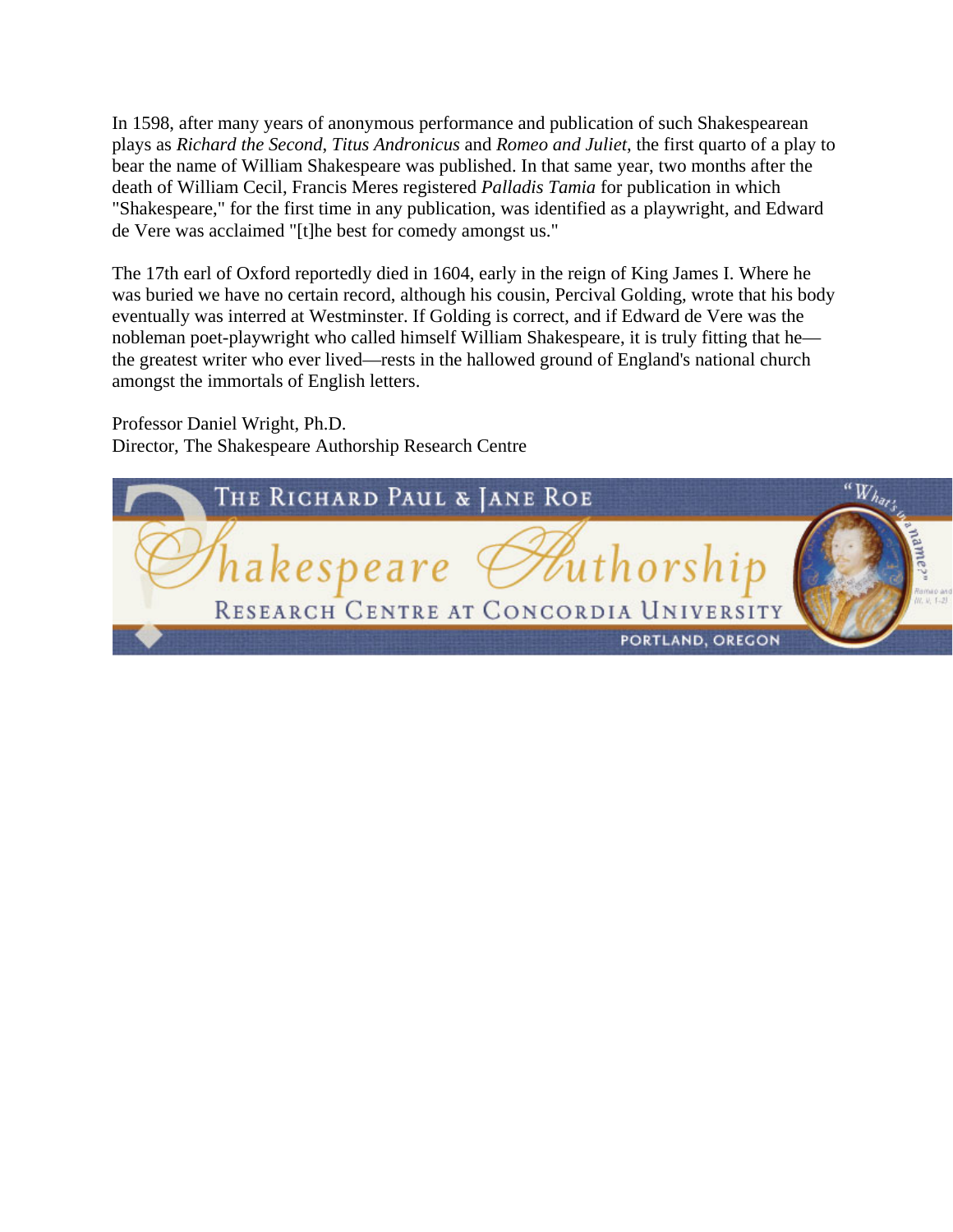In 1598, after many years of anonymous performance and publication of such Shakespearean plays as *Richard the Second*, *Titus Andronicus* and *Romeo and Juliet*, the first quarto of a play to bear the name of William Shakespeare was published. In that same year, two months after the death of William Cecil, Francis Meres registered *Palladis Tamia* for publication in which "Shakespeare," for the first time in any publication, was identified as a playwright, and Edward de Vere was acclaimed "[t]he best for comedy amongst us."

The 17th earl of Oxford reportedly died in 1604, early in the reign of King James I. Where he was buried we have no certain record, although his cousin, Percival Golding, wrote that his body eventually was interred at Westminster. If Golding is correct, and if Edward de Vere was the nobleman poet-playwright who called himself William Shakespeare, it is truly fitting that he—the greatest writer who ever lived—rests in the hallowed ground of England's national church amongst the immortals of English letters.

Professor Daniel Wright, Ph.D.
Director, The Shakespeare Authorship Research Centre

The Richard Paul & Jane Roe
Shakespeare Authorship
Research Centre at Concordia University
Portland, Oregon
"What's in a name?"
Romeo and Juliet (II, ii, 1-2)